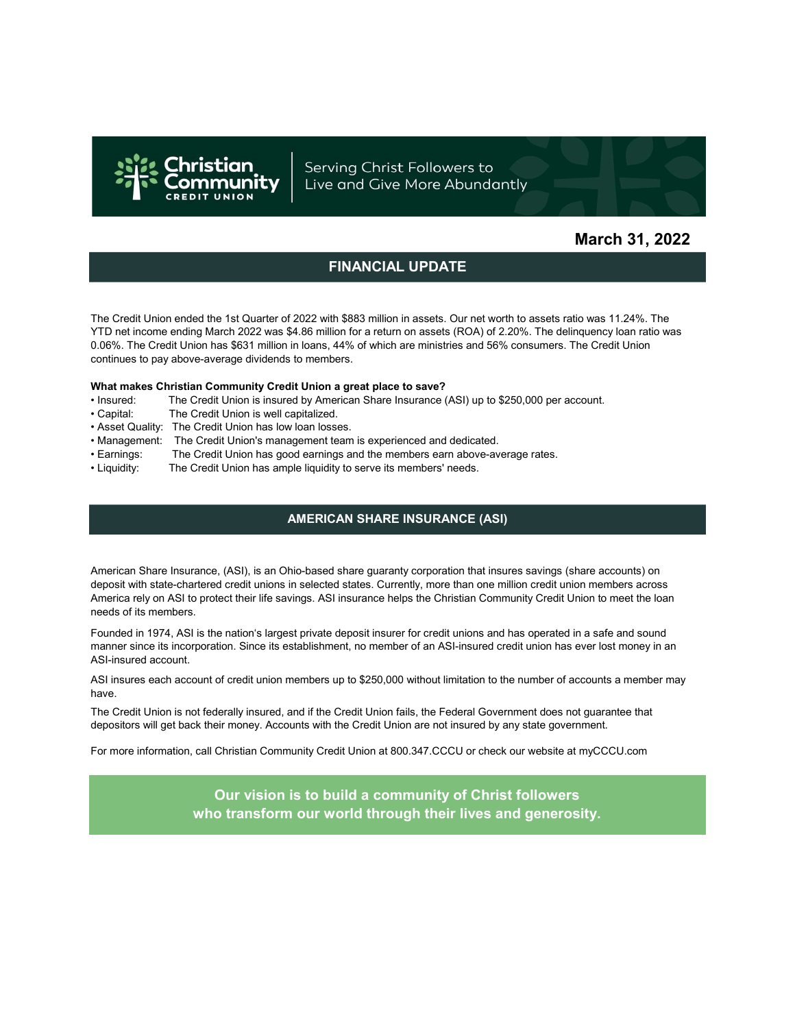Christian Community CREDIT UNION

Serving Christ Followers to Live and Give More Abundantly

**March 31, 2022**

## FINANCIAL UPDATE

The Credit Union ended the 1st Quarter of 2022 with $883 million in assets. Our net worth to assets ratio was 11.24%. The YTD net income ending March 2022 was $4.86 million for a return on assets (ROA) of 2.20%. The delinquency loan ratio was 0.06%. The Credit Union has $631 million in loans, 44% of which are ministries and 56% consumers. The Credit Union continues to pay above-average dividends to members.

**What makes Christian Community Credit Union a great place to save?**

- Insured: The Credit Union is insured by American Share Insurance (ASI) up to $250,000 per account.
- Capital: The Credit Union is well capitalized.
- Asset Quality: The Credit Union has low loan losses.
- Management: The Credit Union's management team is experienced and dedicated.
- Earnings: The Credit Union has good earnings and the members earn above-average rates.
- Liquidity: The Credit Union has ample liquidity to serve its members' needs.

## AMERICAN SHARE INSURANCE (ASI)

American Share Insurance, (ASI), is an Ohio-based share guaranty corporation that insures savings (share accounts) on deposit with state-chartered credit unions in selected states. Currently, more than one million credit union members across America rely on ASI to protect their life savings. ASI insurance helps the Christian Community Credit Union to meet the loan needs of its members.

Founded in 1974, ASI is the nation's largest private deposit insurer for credit unions and has operated in a safe and sound manner since its incorporation. Since its establishment, no member of an ASI-insured credit union has ever lost money in an ASI-insured account.

ASI insures each account of credit union members up to $250,000 without limitation to the number of accounts a member may have.

The Credit Union is not federally insured, and if the Credit Union fails, the Federal Government does not guarantee that depositors will get back their money. Accounts with the Credit Union are not insured by any state government.

For more information, call Christian Community Credit Union at 800.347.CCCU or check our website at myCCCU.com

**Our vision is to build a community of Christ followers who transform our world through their lives and generosity.**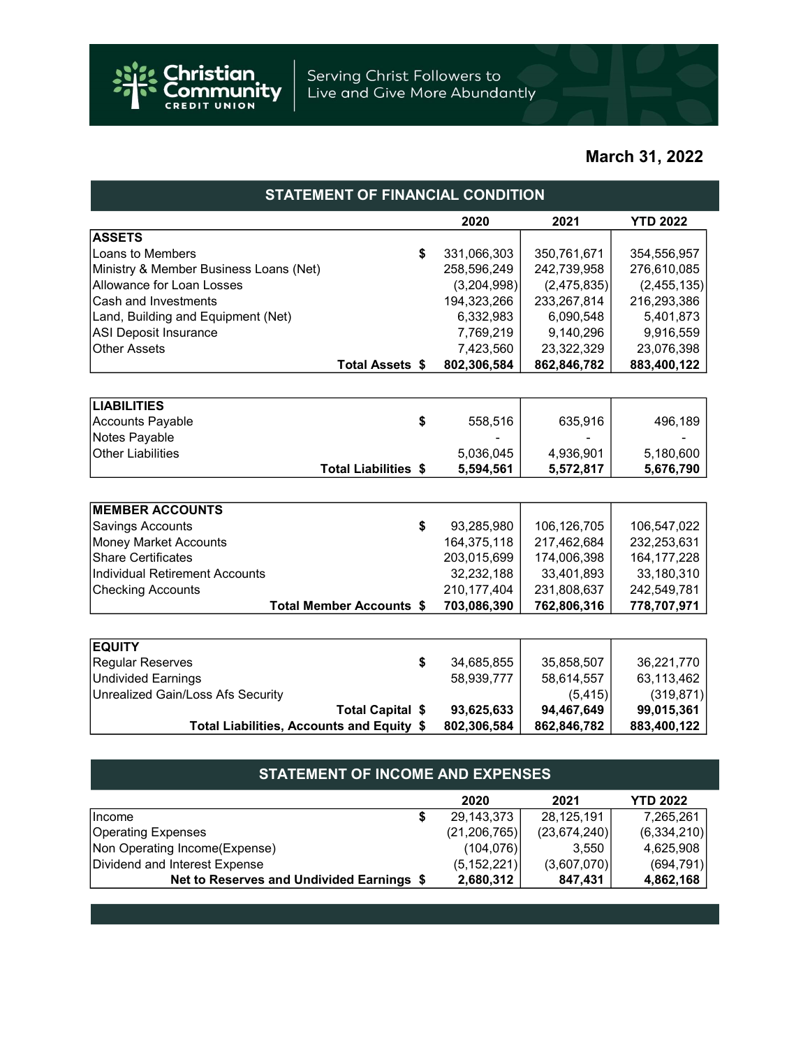Christian Community CREDIT UNION

Serving Christ Followers to Live and Give More Abundantly

**March 31, 2022**

## STATEMENT OF FINANCIAL CONDITION

| | | 2020 | 2021 | YTD 2022 |
|---|---|---|---|---|
| **ASSETS** | | | | |
| Loans to Members | $ | 331,066,303 | 350,761,671 | 354,556,957 |
| Ministry & Member Business Loans (Net) | | 258,596,249 | 242,739,958 | 276,610,085 |
| Allowance for Loan Losses | | (3,204,998) | (2,475,835) | (2,455,135) |
| Cash and Investments | | 194,323,266 | 233,267,814 | 216,293,386 |
| Land, Building and Equipment (Net) | | 6,332,983 | 6,090,548 | 5,401,873 |
| ASI Deposit Insurance | | 7,769,219 | 9,140,296 | 9,916,559 |
| Other Assets | | 7,423,560 | 23,322,329 | 23,076,398 |
| **Total Assets** | **$** | **802,306,584** | **862,846,782** | **883,400,122** |

| | | 2020 | 2021 | YTD 2022 |
|---|---|---|---|---|
| **LIABILITIES** | | | | |
| Accounts Payable | $ | 558,516 | 635,916 | 496,189 |
| Notes Payable | | - | - | - |
| Other Liabilities | | 5,036,045 | 4,936,901 | 5,180,600 |
| **Total Liabilities** | **$** | **5,594,561** | **5,572,817** | **5,676,790** |

| | | 2020 | 2021 | YTD 2022 |
|---|---|---|---|---|
| **MEMBER ACCOUNTS** | | | | |
| Savings Accounts | $ | 93,285,980 | 106,126,705 | 106,547,022 |
| Money Market Accounts | | 164,375,118 | 217,462,684 | 232,253,631 |
| Share Certificates | | 203,015,699 | 174,006,398 | 164,177,228 |
| Individual Retirement Accounts | | 32,232,188 | 33,401,893 | 33,180,310 |
| Checking Accounts | | 210,177,404 | 231,808,637 | 242,549,781 |
| **Total Member Accounts** | **$** | **703,086,390** | **762,806,316** | **778,707,971** |

| | | 2020 | 2021 | YTD 2022 |
|---|---|---|---|---|
| **EQUITY** | | | | |
| Regular Reserves | $ | 34,685,855 | 35,858,507 | 36,221,770 |
| Undivided Earnings | | 58,939,777 | 58,614,557 | 63,113,462 |
| Unrealized Gain/Loss Afs Security | | | (5,415) | (319,871) |
| **Total Capital** | **$** | **93,625,633** | **94,467,649** | **99,015,361** |
| **Total Liabilities, Accounts and Equity** | **$** | **802,306,584** | **862,846,782** | **883,400,122** |

## STATEMENT OF INCOME AND EXPENSES

| | | 2020 | 2021 | YTD 2022 |
|---|---|---|---|---|
| Income | $ | 29,143,373 | 28,125,191 | 7,265,261 |
| Operating Expenses | | (21,206,765) | (23,674,240) | (6,334,210) |
| Non Operating Income(Expense) | | (104,076) | 3,550 | 4,625,908 |
| Dividend and Interest Expense | | (5,152,221) | (3,607,070) | (694,791) |
| **Net to Reserves and Undivided Earnings** | **$** | **2,680,312** | **847,431** | **4,862,168** |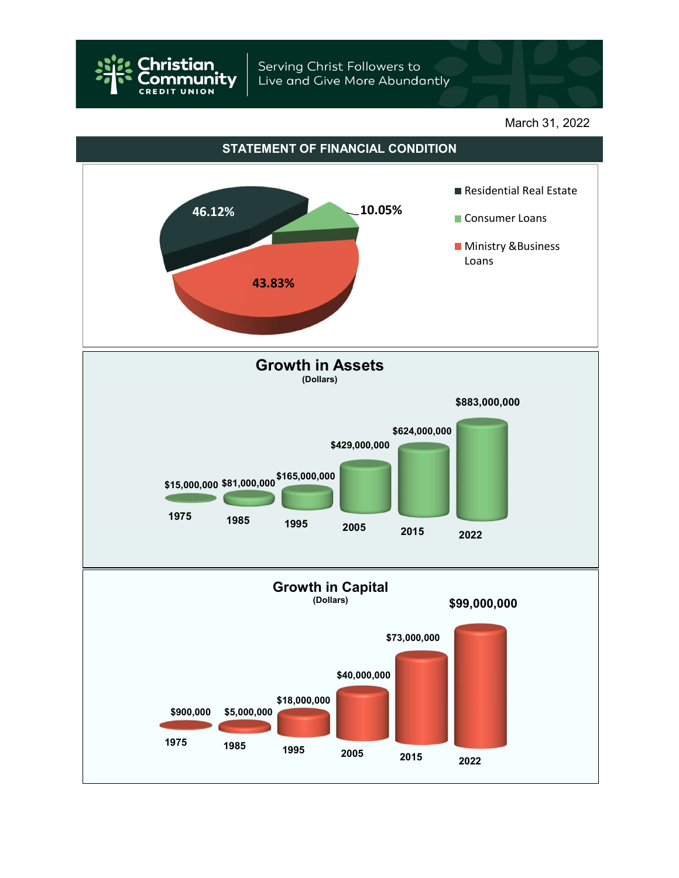Christian Community CREDIT UNION

Serving Christ Followers to Live and Give More Abundantly

March 31, 2022

## STATEMENT OF FINANCIAL CONDITION

46.12%

10.05%

43.83%

Residential Real Estate

Consumer Loans

Ministry &Business Loans

### Growth in Assets

(Dollars)

$15,000,000
$81,000,000
$165,000,000
$429,000,000
$624,000,000
$883,000,000

1975
1985
1995
2005
2015
2022

### Growth in Capital

(Dollars)

$900,000
$5,000,000
$18,000,000
$40,000,000
$73,000,000
$99,000,000

1975
1985
1995
2005
2015
2022